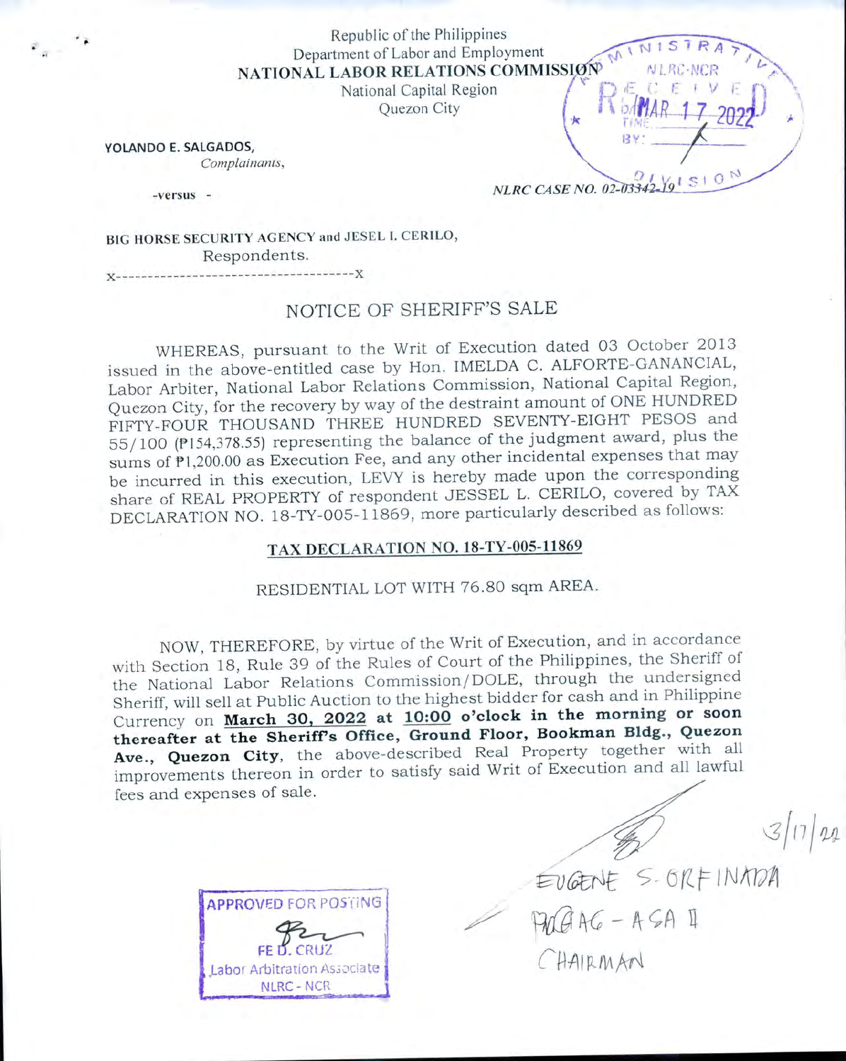Republic of the Philippines
Department of Labor and Employment
**NATIONAL LABOR RELATIONS COMMISSION**
National Capital Region
Quezon City

ADMINISTRATIVE NLRC-NCR RECEIVED MAR 17 2022 TIME: BY: DIVISION

**YOLANDO E. SALGADOS,**
*Complainants,*

-versus -

*NLRC CASE NO. 02-03342-19*

**BIG HORSE SECURITY AGENCY and JESEL I. CERILO,**
Respondents.
x-----------------------------------x

## NOTICE OF SHERIFF'S SALE

WHEREAS, pursuant to the Writ of Execution dated 03 October 2013 issued in the above-entitled case by Hon. IMELDA C. ALFORTE-GANANCIAL, Labor Arbiter, National Labor Relations Commission, National Capital Region, Quezon City, for the recovery by way of the destraint amount of ONE HUNDRED FIFTY-FOUR THOUSAND THREE HUNDRED SEVENTY-EIGHT PESOS and 55/100 (₱154,378.55) representing the balance of the judgment award, plus the sums of ₱1,200.00 as Execution Fee, and any other incidental expenses that may be incurred in this execution, LEVY is hereby made upon the corresponding share of REAL PROPERTY of respondent JESSEL L. CERILO, covered by TAX DECLARATION NO. 18-TY-005-11869, more particularly described as follows:

**TAX DECLARATION NO. 18-TY-005-11869**

RESIDENTIAL LOT WITH 76.80 sqm AREA.

NOW, THEREFORE, by virtue of the Writ of Execution, and in accordance with Section 18, Rule 39 of the Rules of Court of the Philippines, the Sheriff of the National Labor Relations Commission/DOLE, through the undersigned Sheriff, will sell at Public Auction to the highest bidder for cash and in Philippine Currency on **March 30, 2022 at 10:00 o'clock in the morning or soon thereafter at the Sheriff's Office, Ground Floor, Bookman Bldg., Quezon Ave., Quezon City**, the above-described Real Property together with all improvements thereon in order to satisfy said Writ of Execution and all lawful fees and expenses of sale.

3/17/22

EUGENE S. ORFINADA
PACGAG - ASA II
CHAIRMAN

APPROVED FOR POSTING
FE D. CRUZ
Labor Arbitration Associate
NLRC - NCR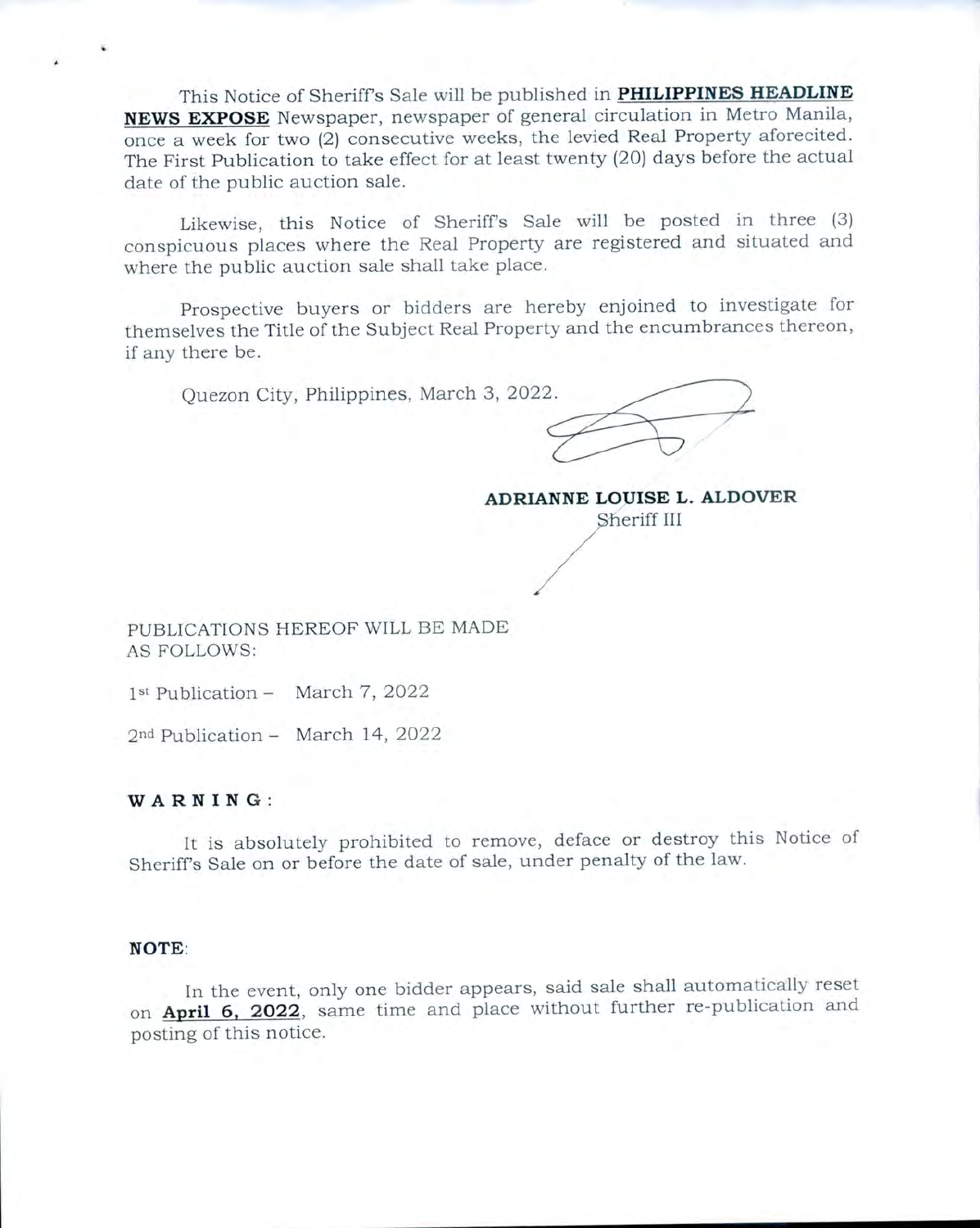This Notice of Sheriff's Sale will be published in **PHILIPPINES HEADLINE NEWS EXPOSE** Newspaper, newspaper of general circulation in Metro Manila, once a week for two (2) consecutive weeks, the levied Real Property aforecited. The First Publication to take effect for at least twenty (20) days before the actual date of the public auction sale.

Likewise, this Notice of Sheriff's Sale will be posted in three (3) conspicuous places where the Real Property are registered and situated and where the public auction sale shall take place.

Prospective buyers or bidders are hereby enjoined to investigate for themselves the Title of the Subject Real Property and the encumbrances thereon, if any there be.

Quezon City, Philippines, March 3, 2022.

**ADRIANNE LOUISE L. ALDOVER**
Sheriff III

PUBLICATIONS HEREOF WILL BE MADE AS FOLLOWS:

1st Publication – March 7, 2022

2nd Publication – March 14, 2022

**WARNING**:

It is absolutely prohibited to remove, deface or destroy this Notice of Sheriff's Sale on or before the date of sale, under penalty of the law.

**NOTE**:

In the event, only one bidder appears, said sale shall automatically reset on **April 6, 2022**, same time and place without further re-publication and posting of this notice.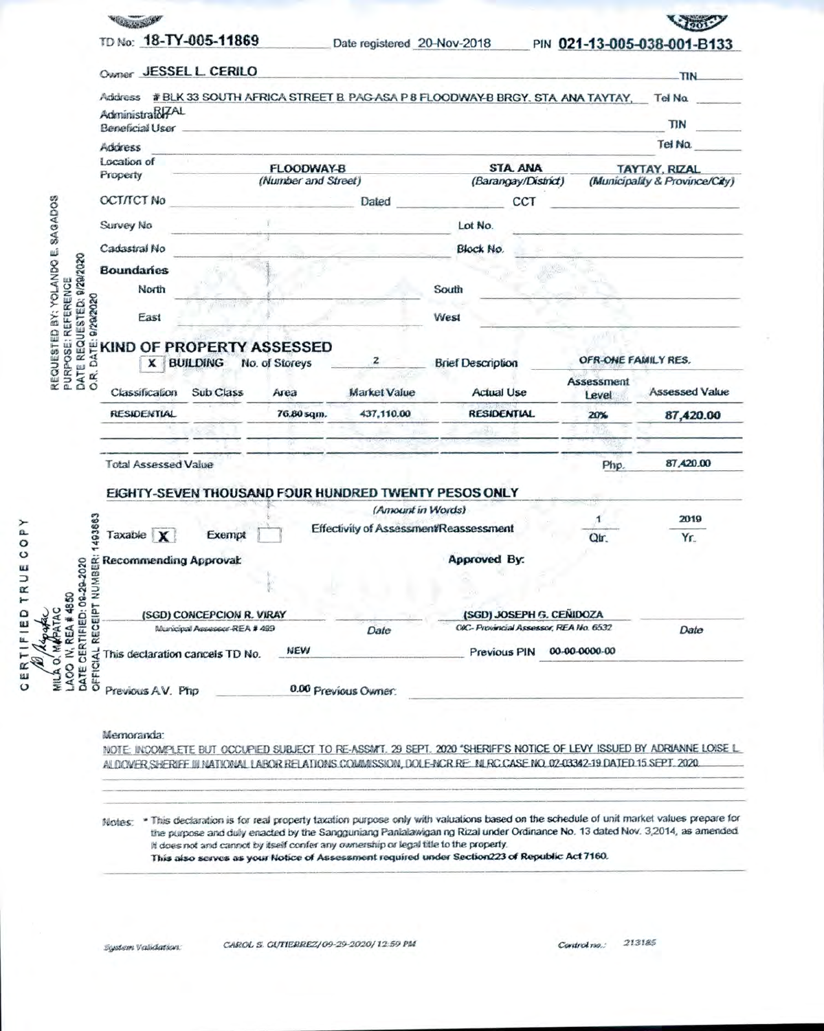TD No: **18-TY-005-11869** Date registered 20-Nov-2018 PIN **021-13-005-038-001-B133**

Owner **JESSEL L. CERILO** TIN

Address # BLK 33 SOUTH AFRICA STREET B. PAG-ASA P 8 FLOODWAY-B BRGY. STA. ANA TAYTAY, RIZAL Tel No.

Administrator/Beneficial User TIN

Address Tel No.

Location of Property: FLOODWAY-B *(Number and Street)* STA. ANA *(Barangay/District)* TAYTAY, RIZAL *(Municipality & Province/City)*

OCT/TCT No Dated CCT

Survey No Lot No.

Cadastral No Block No.

**Boundaries**

North South

East West

REQUESTED BY: YOLANDO E. SAGADOS
PURPOSE: REFERENCE
DATE REQUESTED: 9/29/2020
O.R. DATE: 9/29/2020

## KIND OF PROPERTY ASSESSED

[X] **BUILDING** No. of Storeys 2 Brief Description OFR-ONE FAMILY RES.

| Classification | Sub Class | Area | Market Value | Actual Use | Assessment Level | Assessed Value |
|---|---|---|---|---|---|---|
| RESIDENTIAL | | 76.80 sqm. | 437,110.00 | RESIDENTIAL | 20% | 87,420.00 |

Total Assessed Value Php. 87,420.00

**EIGHTY-SEVEN THOUSAND FOUR HUNDRED TWENTY PESOS ONLY**

*(Amount in Words)*

Taxable [X] Exempt [ ] Effectivity of Assessment/Reassessment 1 Qtr. 2019 Yr.

**Recommending Approval:** **Approved By:**

(SGD) CONCEPCION R. VIRAY
Municipal Assessor-REA # 499
Date

(SGD) JOSEPH G. CEÑIDOZA
OIC- Provincial Assessor, REA No. 6532
Date

This declaration cancels TD No. NEW Previous PIN 00-00-0000-00

Previous A.V. Php 0.00 Previous Owner:

OFFICIAL RECEIPT NUMBER: 1493663
DATE CERTIFIED: 09-29-2020

CERTIFIED TRUE COPY
MILA O. MAPATAC
LAOO IV, REA # 4850

Memoranda:

NOTE: INCOMPLETE BUT OCCUPIED SUBJECT TO RE-ASSM'T. 29 SEPT. 2020 "SHERIFF'S NOTICE OF LEVY ISSUED BY ADRIANNE LOISE L. ALDOVER,SHERIFF III NATIONAL LABOR RELATIONS COMMISSION, DOLE-NCR RE: NLRC CASE NO. 02-03342-19 DATED 15 SEPT. 2020.

Notes: * This declaration is for real property taxation purpose only with valuations based on the schedule of unit market values prepare for the purpose and duly enacted by the Sangguniang Panlalawigan ng Rizal under Ordinance No. 13 dated Nov. 3,2014, as amended. It does not and cannot by itself confer any ownership or legal title to the property.
**This also serves as your Notice of Assessment required under Section223 of Republic Act 7160.**

System Validation: CAROL S. GUTIERREZ/09-29-2020/ 12:59 PM Control no.: 213185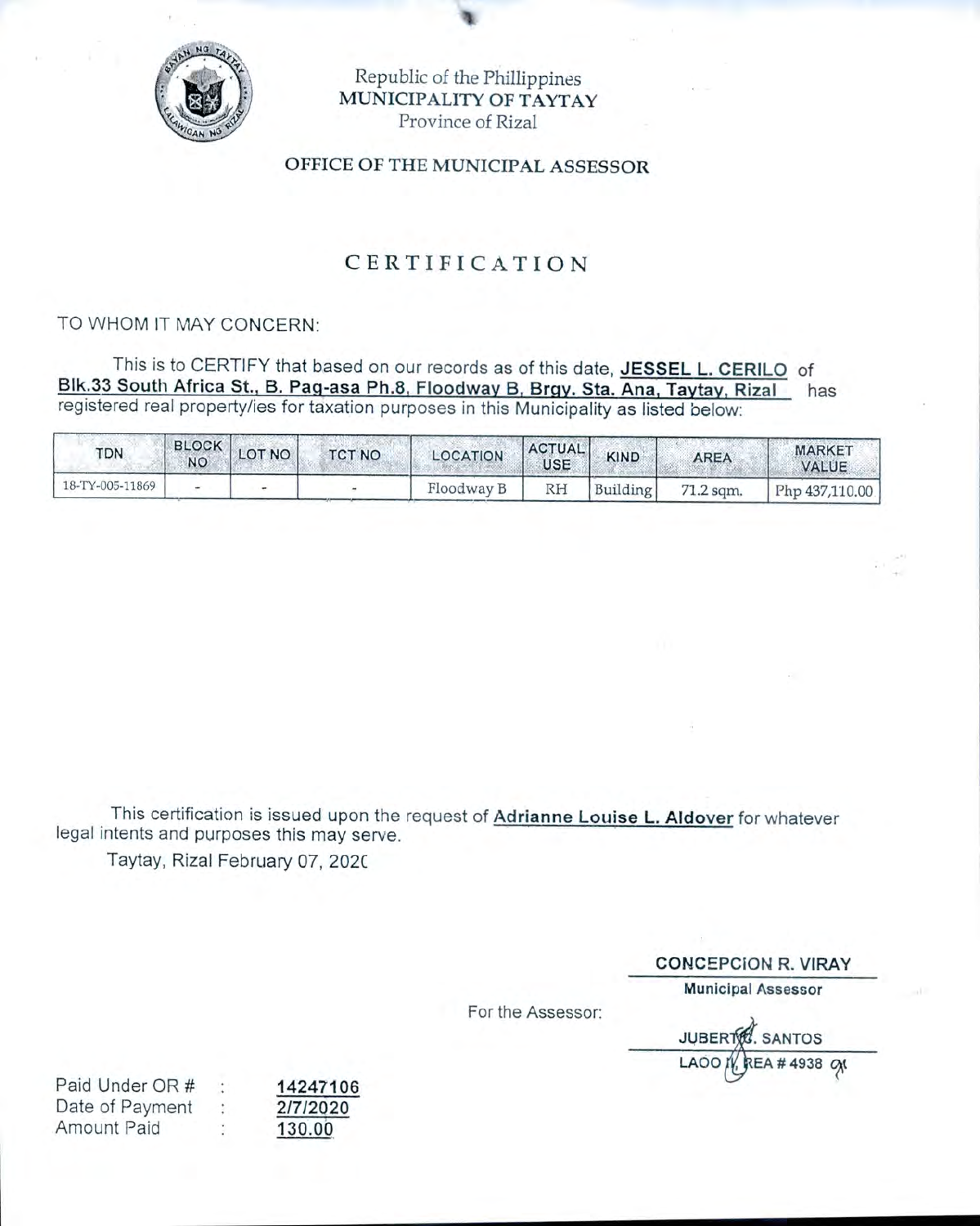Republic of the Phillippines
**MUNICIPALITY OF TAYTAY**
Province of Rizal

**OFFICE OF THE MUNICIPAL ASSESSOR**

# CERTIFICATION

TO WHOM IT MAY CONCERN:

This is to CERTIFY that based on our records as of this date, **JESSEL L. CERILO** of **Blk.33 South Africa St., B. Pag-asa Ph.8, Floodway B, Brgy. Sta. Ana, Taytay, Rizal** has registered real property/ies for taxation purposes in this Municipality as listed below:

| TDN | BLOCK NO | LOT NO | TCT NO | LOCATION | ACTUAL USE | KIND | AREA | MARKET VALUE |
|---|---|---|---|---|---|---|---|---|
| 18-TY-005-11869 | - | - | - | Floodway B | RH | Building | 71.2 sqm. | Php 437,110.00 |

This certification is issued upon the request of **Adrianne Louise L. Aldover** for whatever legal intents and purposes this may serve.

Taytay, Rizal February 07, 202(

**CONCEPCION R. VIRAY**
**Municipal Assessor**

For the Assessor:

**JUBERT R. SANTOS**
**LAOO IV, REA # 4938**

Paid Under OR # : **14247106**
Date of Payment : **2/7/2020**
Amount Paid : **130.00**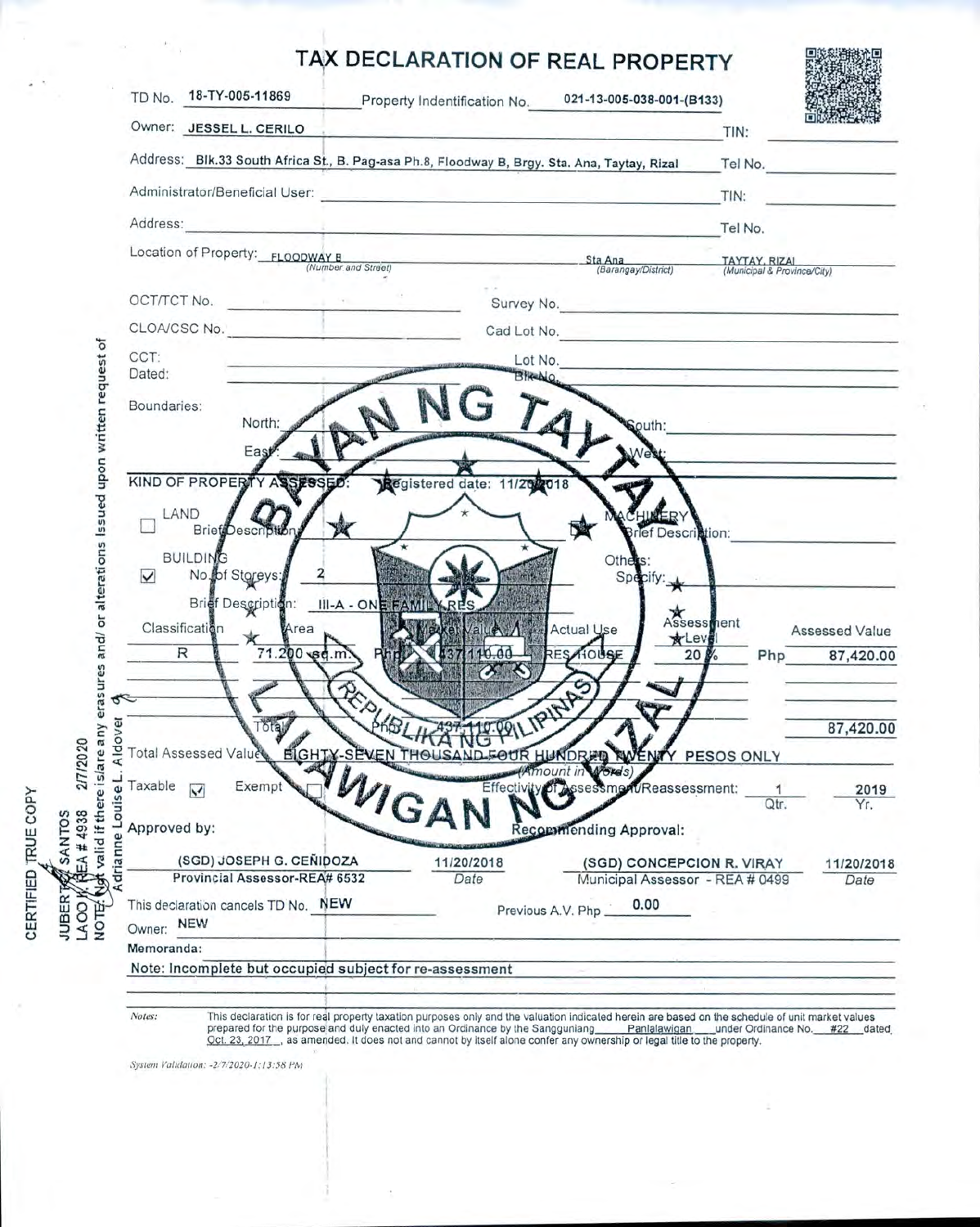# TAX DECLARATION OF REAL PROPERTY

TD No. 18-TY-005-11869 Property Indentification No. 021-13-005-038-001-(B133)

Owner: **JESSEL L. CERILO** TIN:

Address: **Blk.33 South Africa St., B. Pag-asa Ph.8, Floodway B, Brgy. Sta. Ana, Taytay, Rizal** Tel No.

Administrator/Beneficial User: TIN:

Address: Tel No.

Location of Property: FLOODWAY B (Number and Street) Sta Ana (Barangay/District) TAYTAY, RIZAL (Municipal & Province/City)

OCT/TCT No. Survey No.

CLOA/CSC No. Cad Lot No.

CCT: Lot No.

Dated: Blk No.

Boundaries:

North: South:

East: West:

KIND OF PROPERTY ASSESSED: Registered date: 11/20/2018

☐ LAND
Brief Description:

☑ BUILDING
No. of Storeys: 2
Brief Description: III-A - ONE FAMILY RES

☐ MACHINERY
Brief Description:

☐ Others:
Specify:

| Classification | Area | Market Value | Actual Use | Assessment Level | | Assessed Value |
|---|---|---|---|---|---|---|
| R | 71.200 sq.m. | Php 437,110.00 | RES HOUSE | 20 % | Php | 87,420.00 |
| | Total | Php 437,110.00 | | | | 87,420.00 |

Total Assessed Value: EIGHTY-SEVEN THOUSAND FOUR HUNDRED TWENTY PESOS ONLY (Amount in Words)

Taxable ☑ Exempt ☐ Effectivity of Assessment/Reassessment: 1 Qtr. 2019 Yr.

Approved by: Recommending Approval:

(SGD) JOSEPH G. CEÑIDOZA — Provincial Assessor-REA# 6532 — 11/20/2018 (Date)

(SGD) CONCEPCION R. VIRAY — Municipal Assessor - REA # 0499 — 11/20/2018 (Date)

This declaration cancels TD No. NEW Previous A.V. Php 0.00

Owner: NEW

Memoranda:

Note: Incomplete but occupied subject for re-assessment

*Notes:* This declaration is for real property taxation purposes only and the valuation indicated herein are based on the schedule of unit market values prepared for the purpose and duly enacted into an Ordinance by the Sangguniang Panlalawigan under Ordinance No. #22 dated Oct. 23, 2017, as amended. It does not and cannot by itself alone confer any ownership or legal title to the property.

*System Validation: -2/7/2020-1:13:58 PM*

CERTIFIED TRUE COPY
JUBERTO SANTOS
LAOO II, REA # 4938 2/7/2020
Adrianne Louise L. Aldover
NOTE: Not valid if there is/are any erasures and/ or alterations issued upon written request of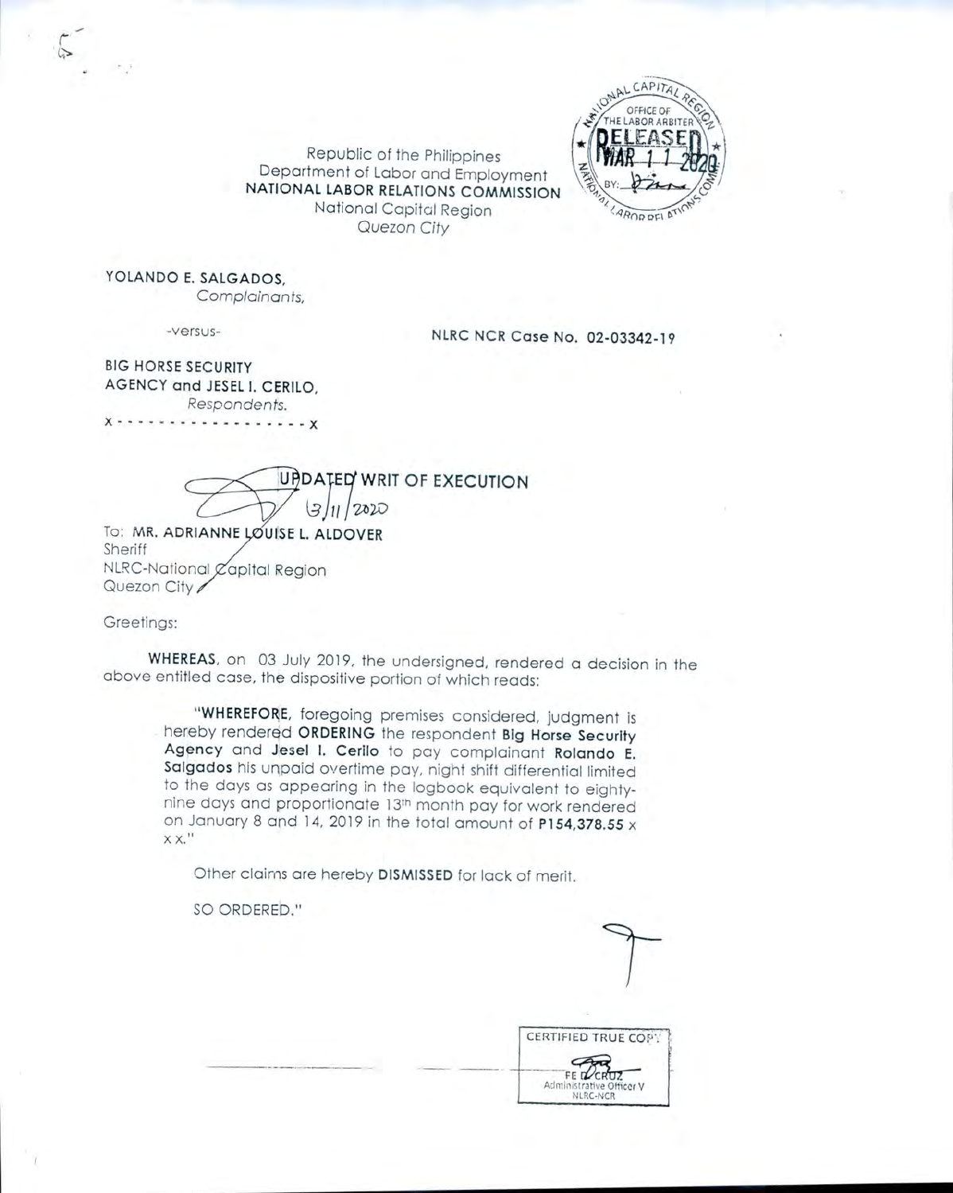Republic of the Philippines
Department of Labor and Employment
**NATIONAL LABOR RELATIONS COMMISSION**
National Capital Region
*Quezon City*

NATIONAL CAPITAL REGION
OFFICE OF THE LABOR ARBITER
RELEASED
MAR 11 2020
BY:
NATIONAL LABOR RELATIONS COMMISSION

**YOLANDO E. SALGADOS,**
*Complainants,*

-versus-

**NLRC NCR Case No. 02-03342-19**

**BIG HORSE SECURITY AGENCY and JESEL I. CERILO,**
*Respondents.*
x - - - - - - - - - - - - - - - - - x

## UPDATED WRIT OF EXECUTION

3/11/2020

To: **MR. ADRIANNE LOUISE L. ALDOVER**
Sheriff
NLRC-National Capital Region
Quezon City

Greetings:

**WHEREAS**, on 03 July 2019, the undersigned, rendered a decision in the above entitled case, the dispositive portion of which reads:

> "**WHEREFORE**, foregoing premises considered, judgment is hereby rendered **ORDERING** the respondent **Big Horse Security Agency** and **Jesel I. Cerilo** to pay complainant **Rolando E. Salgados** his unpaid overtime pay, night shift differential limited to the days as appearing in the logbook equivalent to eighty-nine days and proportionate 13th month pay for work rendered on January 8 and 14, 2019 in the total amount of **P154,378.55** x x x."
>
> Other claims are hereby **DISMISSED** for lack of merit.
>
> SO ORDERED."

CERTIFIED TRUE COPY
FE D. CRUZ
Administrative Officer V
NLRC-NCR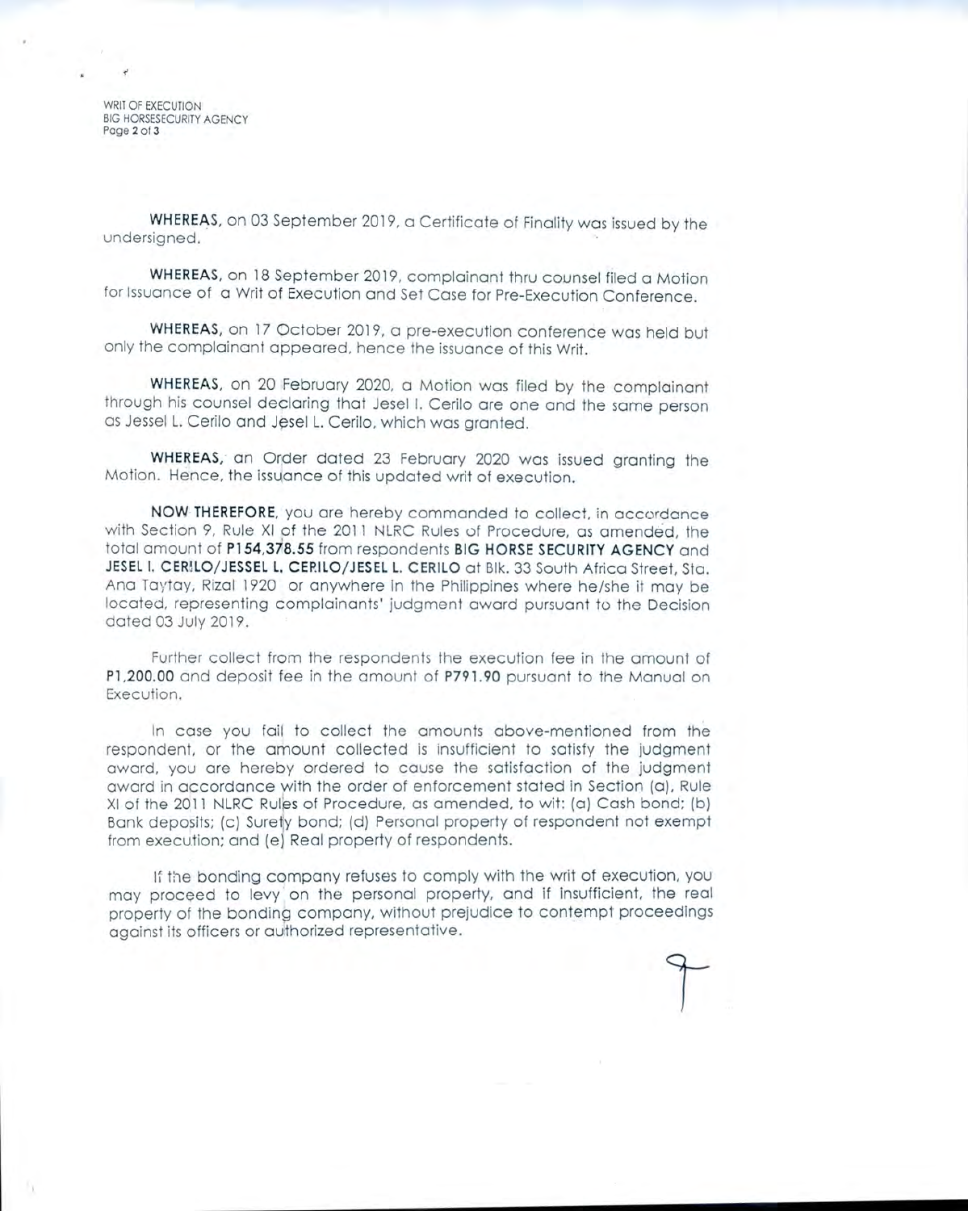WHEREAS, on 03 September 2019, a Certificate of Finality was issued by the undersigned.

WHEREAS, on 18 September 2019, complainant thru counsel filed a Motion for Issuance of a Writ of Execution and Set Case for Pre-Execution Conference.

WHEREAS, on 17 October 2019, a pre-execution conference was held but only the complainant appeared, hence the issuance of this Writ.

WHEREAS, on 20 February 2020, a Motion was filed by the complainant through his counsel declaring that Jesel I. Cerilo are one and the same person as Jessel L. Cerilo and Jesel L. Cerilo, which was granted.

WHEREAS, an Order dated 23 February 2020 was issued granting the Motion. Hence, the issuance of this updated writ of execution.

**NOW THEREFORE**, you are hereby commanded to collect, in accordance with Section 9, Rule XI of the 2011 NLRC Rules of Procedure, as amended, the total amount of **P154,378.55** from respondents **BIG HORSE SECURITY AGENCY** and **JESEL I. CERILO/JESSEL L. CERILO/JESEL L. CERILO** at Blk. 33 South Africa Street, Sta. Ana Taytay, Rizal 1920 or anywhere in the Philippines where he/she it may be located, representing complainants' judgment award pursuant to the Decision dated 03 July 2019.

Further collect from the respondents the execution fee in the amount of **P1,200.00** and deposit fee in the amount of **P791.90** pursuant to the Manual on Execution.

In case you fail to collect the amounts above-mentioned from the respondent, or the amount collected is insufficient to satisfy the judgment award, you are hereby ordered to cause the satisfaction of the judgment award in accordance with the order of enforcement stated in Section (a), Rule XI of the 2011 NLRC Rules of Procedure, as amended, to wit: (a) Cash bond; (b) Bank deposits; (c) Surety bond; (d) Personal property of respondent not exempt from execution; and (e) Real property of respondents.

If the bonding company refuses to comply with the writ of execution, you may proceed to levy on the personal property, and if insufficient, the real property of the bonding company, without prejudice to contempt proceedings against its officers or authorized representative.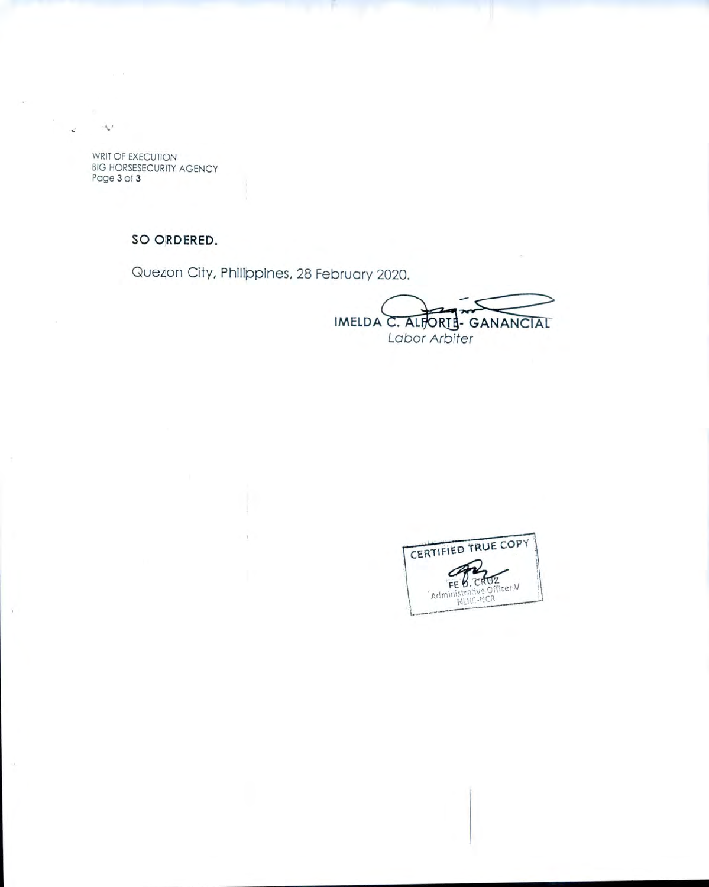**SO ORDERED.**

Quezon City, Philippines, 28 February 2020.

IMELDA C. ALFORTE- GANANCIAL
*Labor Arbiter*

CERTIFIED TRUE COPY
FE D. CRUZ
Administrative Officer V
NLRC-NCR